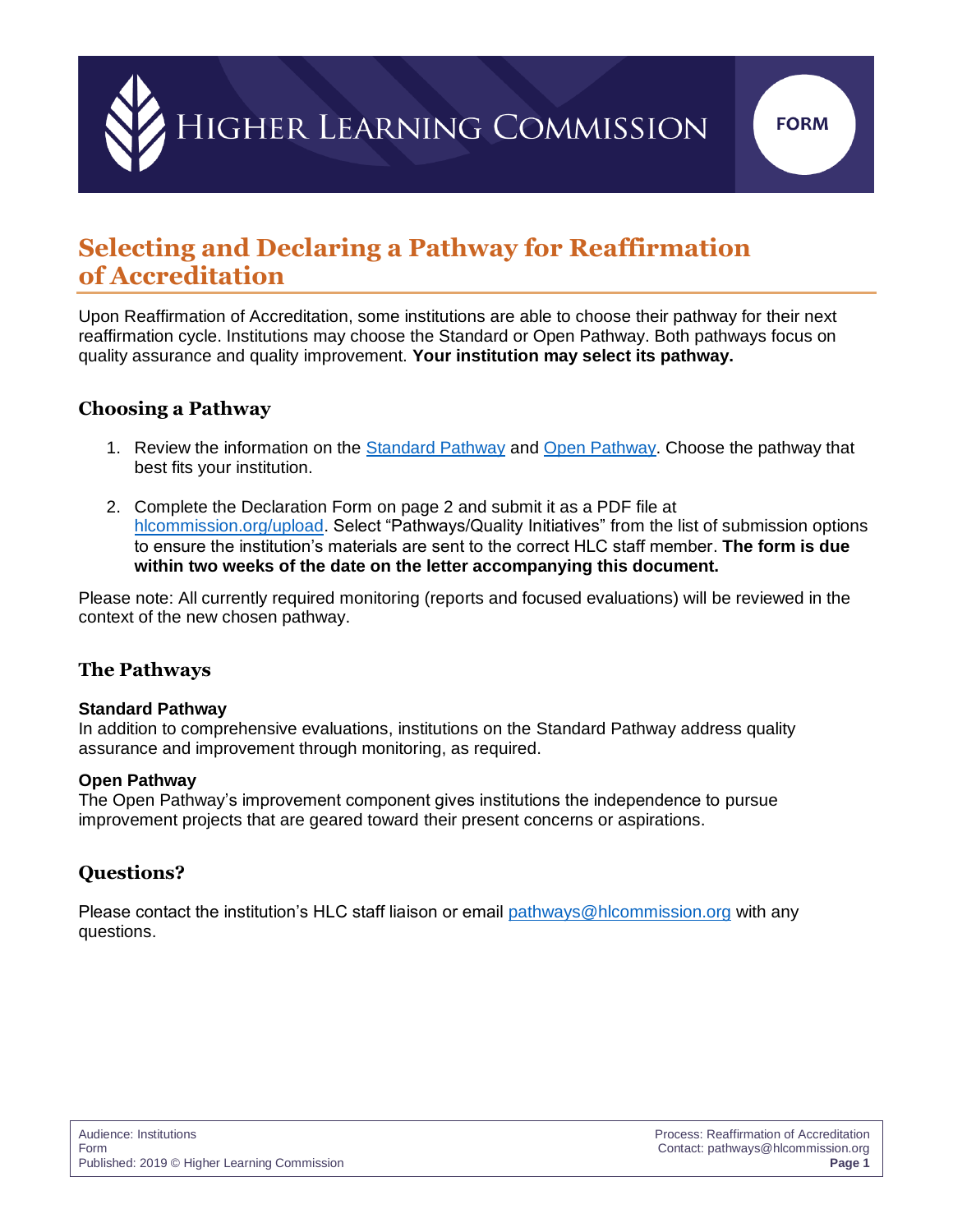# Selecting and Declaring a Pathway for Reaffirmation of Accreditation

Upon Reaffirmation of Accreditation, some institutions are able to choose their pathway for their next reaffirmation cycle. Institutions may choose the Standard or Open Pathway. Both pathways focus on quality assurance and quality improvement. **Your institution may select its pathway.**

## Choosing a Pathway

1. Review the information on the Standard Pathway and Open Pathway. Choose the pathway that best fits your institution.

2. Complete the Declaration Form on page 2 and submit it as a PDF file at hlcommission.org/upload. Select "Pathways/Quality Initiatives" from the list of submission options to ensure the institution's materials are sent to the correct HLC staff member. **The form is due within two weeks of the date on the letter accompanying this document.**

Please note: All currently required monitoring (reports and focused evaluations) will be reviewed in the context of the new chosen pathway.

## The Pathways

**Standard Pathway**
In addition to comprehensive evaluations, institutions on the Standard Pathway address quality assurance and improvement through monitoring, as required.

**Open Pathway**
The Open Pathway's improvement component gives institutions the independence to pursue improvement projects that are geared toward their present concerns or aspirations.

## Questions?

Please contact the institution's HLC staff liaison or email pathways@hlcommission.org with any questions.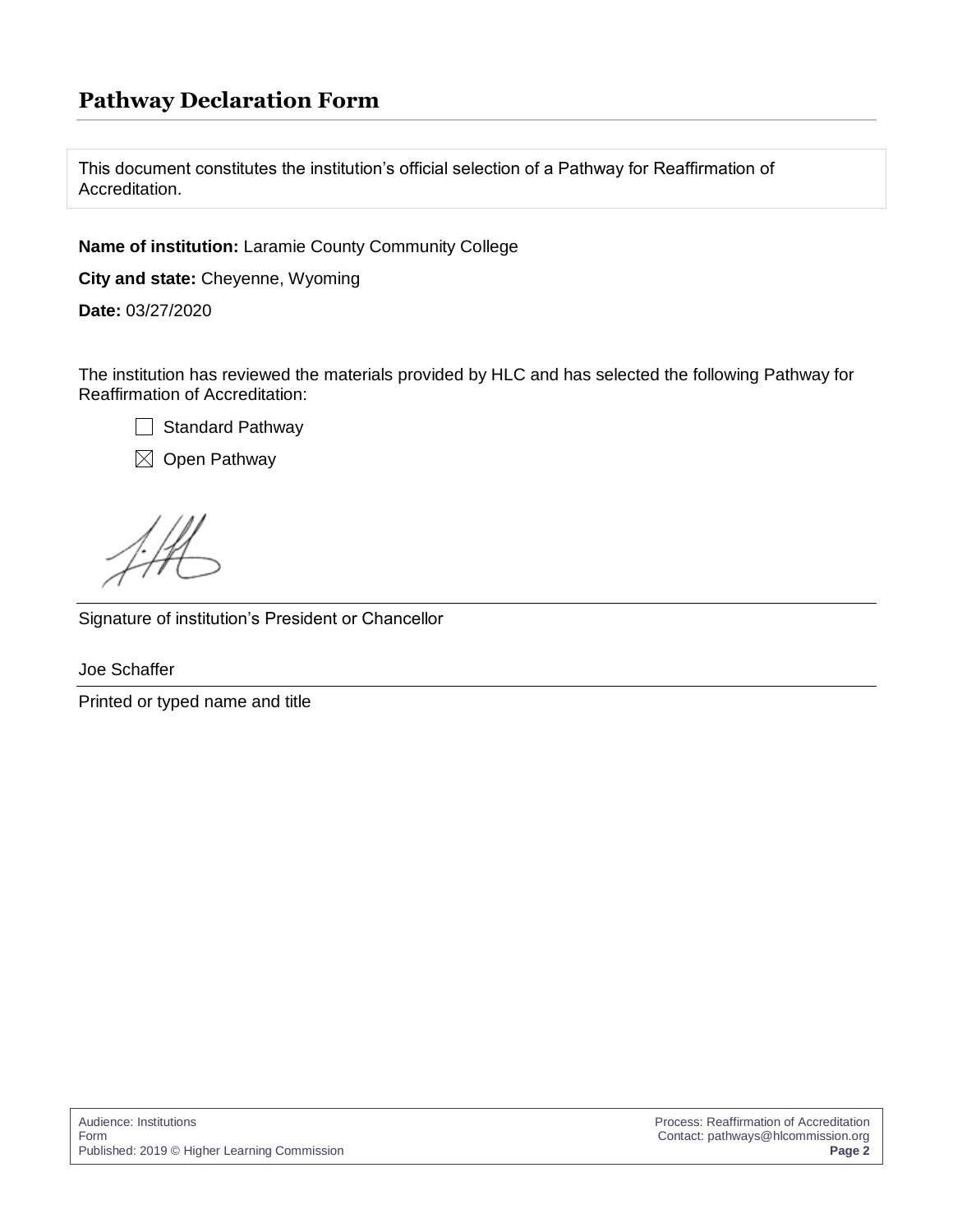## Pathway Declaration Form

This document constitutes the institution's official selection of a Pathway for Reaffirmation of Accreditation.

**Name of institution:** Laramie County Community College

**City and state:** Cheyenne, Wyoming

**Date:** 03/27/2020

The institution has reviewed the materials provided by HLC and has selected the following Pathway for Reaffirmation of Accreditation:

- ☐ Standard Pathway
- ☒ Open Pathway

Signature of institution's President or Chancellor

Joe Schaffer

Printed or typed name and title

Audience: Institutions
Form
Published: 2019 © Higher Learning Commission

Process: Reaffirmation of Accreditation
Contact: pathways@hlcommission.org